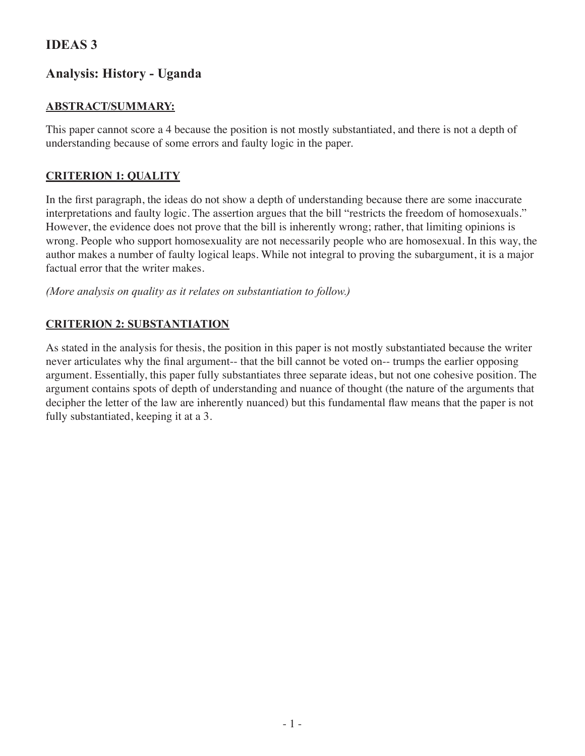# IDEAS 3

## Analysis: History - Uganda

**ABSTRACT/SUMMARY:**

This paper cannot score a 4 because the position is not mostly substantiated, and there is not a depth of understanding because of some errors and faulty logic in the paper.

**CRITERION 1: QUALITY**

In the first paragraph, the ideas do not show a depth of understanding because there are some inaccurate interpretations and faulty logic. The assertion argues that the bill "restricts the freedom of homosexuals." However, the evidence does not prove that the bill is inherently wrong; rather, that limiting opinions is wrong. People who support homosexuality are not necessarily people who are homosexual. In this way, the author makes a number of faulty logical leaps. While not integral to proving the subargument, it is a major factual error that the writer makes.

*(More analysis on quality as it relates on substantiation to follow.)*

**CRITERION 2: SUBSTANTIATION**

As stated in the analysis for thesis, the position in this paper is not mostly substantiated because the writer never articulates why the final argument-- that the bill cannot be voted on-- trumps the earlier opposing argument. Essentially, this paper fully substantiates three separate ideas, but not one cohesive position. The argument contains spots of depth of understanding and nuance of thought (the nature of the arguments that decipher the letter of the law are inherently nuanced) but this fundamental flaw means that the paper is not fully substantiated, keeping it at a 3.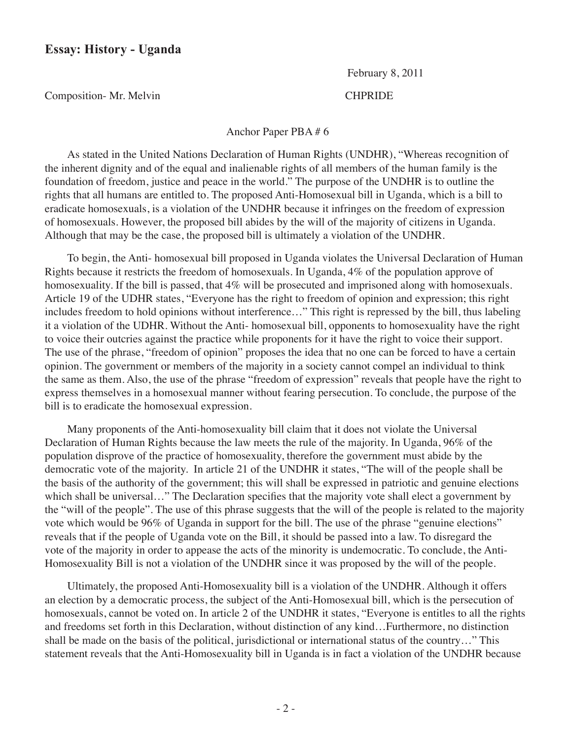## Essay: History - Uganda

February 8, 2011

Composition- Mr. Melvin CHPRIDE

Anchor Paper PBA # 6

As stated in the United Nations Declaration of Human Rights (UNDHR), "Whereas recognition of the inherent dignity and of the equal and inalienable rights of all members of the human family is the foundation of freedom, justice and peace in the world." The purpose of the UNDHR is to outline the rights that all humans are entitled to. The proposed Anti-Homosexual bill in Uganda, which is a bill to eradicate homosexuals, is a violation of the UNDHR because it infringes on the freedom of expression of homosexuals. However, the proposed bill abides by the will of the majority of citizens in Uganda. Although that may be the case, the proposed bill is ultimately a violation of the UNDHR.

To begin, the Anti- homosexual bill proposed in Uganda violates the Universal Declaration of Human Rights because it restricts the freedom of homosexuals. In Uganda, 4% of the population approve of homosexuality. If the bill is passed, that 4% will be prosecuted and imprisoned along with homosexuals. Article 19 of the UDHR states, "Everyone has the right to freedom of opinion and expression; this right includes freedom to hold opinions without interference…" This right is repressed by the bill, thus labeling it a violation of the UDHR. Without the Anti- homosexual bill, opponents to homosexuality have the right to voice their outcries against the practice while proponents for it have the right to voice their support. The use of the phrase, "freedom of opinion" proposes the idea that no one can be forced to have a certain opinion. The government or members of the majority in a society cannot compel an individual to think the same as them. Also, the use of the phrase "freedom of expression" reveals that people have the right to express themselves in a homosexual manner without fearing persecution. To conclude, the purpose of the bill is to eradicate the homosexual expression.

Many proponents of the Anti-homosexuality bill claim that it does not violate the Universal Declaration of Human Rights because the law meets the rule of the majority. In Uganda, 96% of the population disprove of the practice of homosexuality, therefore the government must abide by the democratic vote of the majority. In article 21 of the UNDHR it states, "The will of the people shall be the basis of the authority of the government; this will shall be expressed in patriotic and genuine elections which shall be universal…" The Declaration specifies that the majority vote shall elect a government by the "will of the people". The use of this phrase suggests that the will of the people is related to the majority vote which would be 96% of Uganda in support for the bill. The use of the phrase "genuine elections" reveals that if the people of Uganda vote on the Bill, it should be passed into a law. To disregard the vote of the majority in order to appease the acts of the minority is undemocratic. To conclude, the Anti-Homosexuality Bill is not a violation of the UNDHR since it was proposed by the will of the people.

Ultimately, the proposed Anti-Homosexuality bill is a violation of the UNDHR. Although it offers an election by a democratic process, the subject of the Anti-Homosexual bill, which is the persecution of homosexuals, cannot be voted on. In article 2 of the UNDHR it states, "Everyone is entitles to all the rights and freedoms set forth in this Declaration, without distinction of any kind…Furthermore, no distinction shall be made on the basis of the political, jurisdictional or international status of the country…" This statement reveals that the Anti-Homosexuality bill in Uganda is in fact a violation of the UNDHR because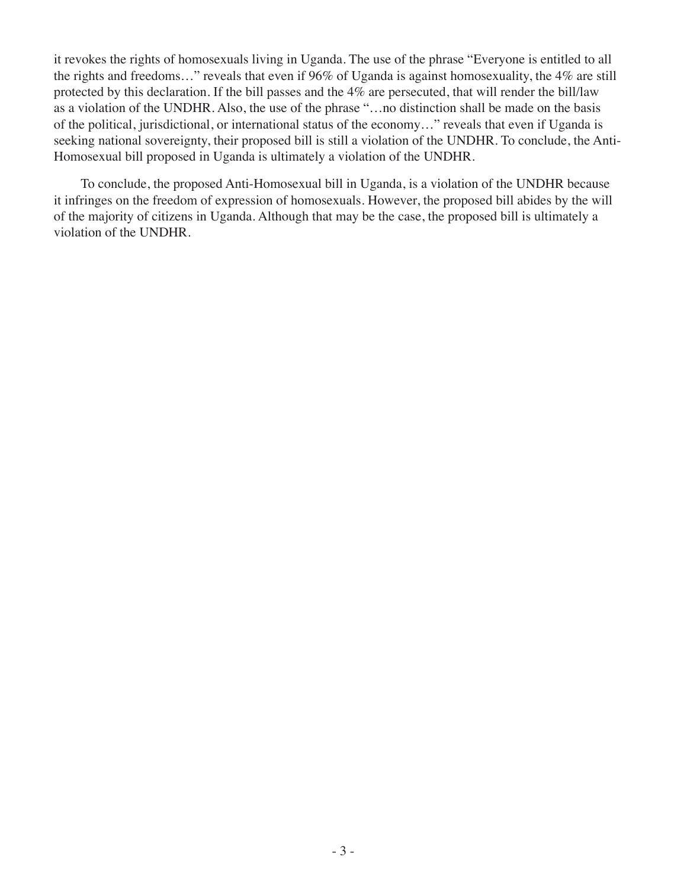it revokes the rights of homosexuals living in Uganda. The use of the phrase "Everyone is entitled to all the rights and freedoms…" reveals that even if 96% of Uganda is against homosexuality, the 4% are still protected by this declaration. If the bill passes and the 4% are persecuted, that will render the bill/law as a violation of the UNDHR. Also, the use of the phrase "…no distinction shall be made on the basis of the political, jurisdictional, or international status of the economy…" reveals that even if Uganda is seeking national sovereignty, their proposed bill is still a violation of the UNDHR. To conclude, the Anti-Homosexual bill proposed in Uganda is ultimately a violation of the UNDHR.

To conclude, the proposed Anti-Homosexual bill in Uganda, is a violation of the UNDHR because it infringes on the freedom of expression of homosexuals. However, the proposed bill abides by the will of the majority of citizens in Uganda. Although that may be the case, the proposed bill is ultimately a violation of the UNDHR.